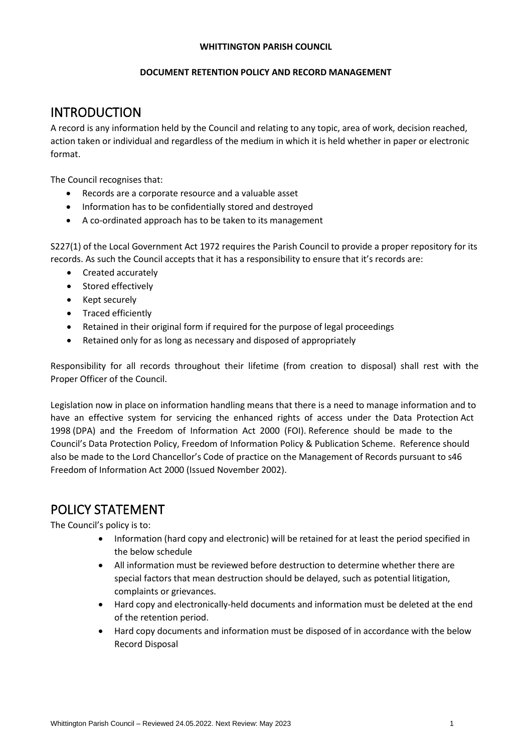**WHITTINGTON PARISH COUNCIL**

**DOCUMENT RETENTION POLICY AND RECORD MANAGEMENT**

# INTRODUCTION

A record is any information held by the Council and relating to any topic, area of work, decision reached, action taken or individual and regardless of the medium in which it is held whether in paper or electronic format.

The Council recognises that:

- Records are a corporate resource and a valuable asset
- Information has to be confidentially stored and destroyed
- A co-ordinated approach has to be taken to its management

S227(1) of the Local Government Act 1972 requires the Parish Council to provide a proper repository for its records. As such the Council accepts that it has a responsibility to ensure that it's records are:

- Created accurately
- Stored effectively
- Kept securely
- Traced efficiently
- Retained in their original form if required for the purpose of legal proceedings
- Retained only for as long as necessary and disposed of appropriately

Responsibility for all records throughout their lifetime (from creation to disposal) shall rest with the Proper Officer of the Council.

Legislation now in place on information handling means that there is a need to manage information and to have an effective system for servicing the enhanced rights of access under the Data Protection Act 1998 (DPA) and the Freedom of Information Act 2000 (FOI). Reference should be made to the Council's Data Protection Policy, Freedom of Information Policy & Publication Scheme. Reference should also be made to the Lord Chancellor's Code of practice on the Management of Records pursuant to s46 Freedom of Information Act 2000 (Issued November 2002).

# POLICY STATEMENT

The Council's policy is to:

- Information (hard copy and electronic) will be retained for at least the period specified in the below schedule
- All information must be reviewed before destruction to determine whether there are special factors that mean destruction should be delayed, such as potential litigation, complaints or grievances.
- Hard copy and electronically-held documents and information must be deleted at the end of the retention period.
- Hard copy documents and information must be disposed of in accordance with the below Record Disposal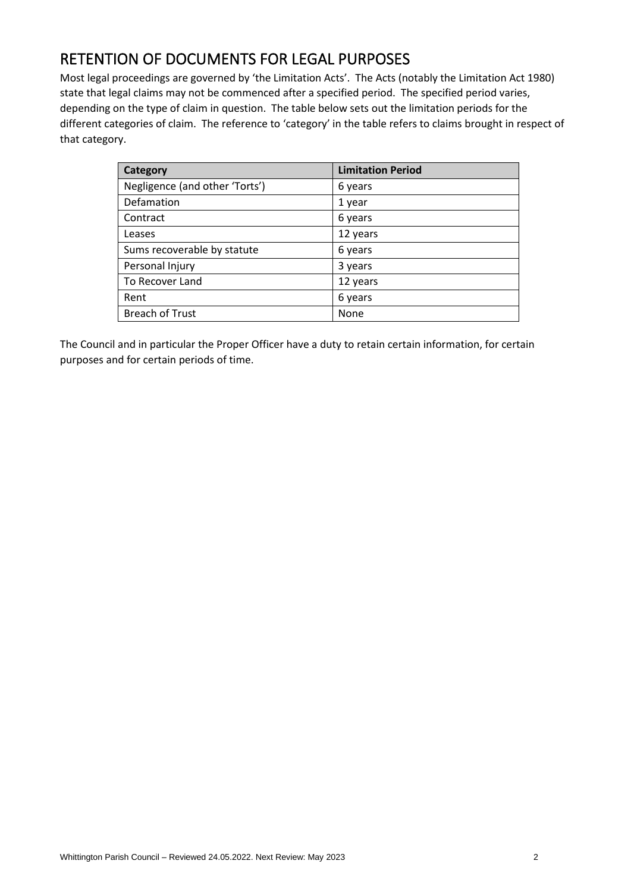## RETENTION OF DOCUMENTS FOR LEGAL PURPOSES

Most legal proceedings are governed by 'the Limitation Acts'. The Acts (notably the Limitation Act 1980) state that legal claims may not be commenced after a specified period. The specified period varies, depending on the type of claim in question. The table below sets out the limitation periods for the different categories of claim. The reference to 'category' in the table refers to claims brought in respect of that category.

| Category | Limitation Period |
|---|---|
| Negligence (and other 'Torts') | 6 years |
| Defamation | 1 year |
| Contract | 6 years |
| Leases | 12 years |
| Sums recoverable by statute | 6 years |
| Personal Injury | 3 years |
| To Recover Land | 12 years |
| Rent | 6 years |
| Breach of Trust | None |

The Council and in particular the Proper Officer have a duty to retain certain information, for certain purposes and for certain periods of time.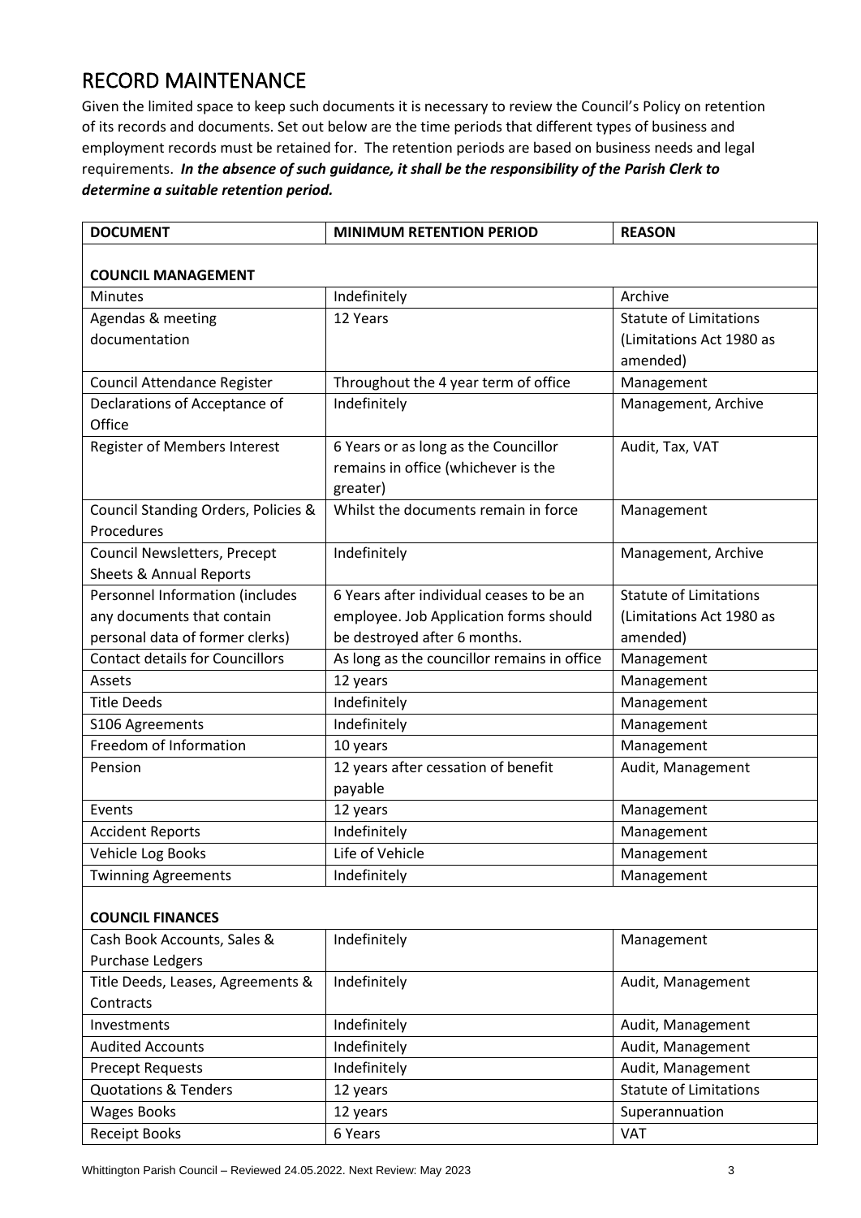## RECORD MAINTENANCE

Given the limited space to keep such documents it is necessary to review the Council's Policy on retention of its records and documents. Set out below are the time periods that different types of business and employment records must be retained for. The retention periods are based on business needs and legal requirements. ***In the absence of such guidance, it shall be the responsibility of the Parish Clerk to determine a suitable retention period.***

| DOCUMENT | MINIMUM RETENTION PERIOD | REASON |
|---|---|---|
| **COUNCIL MANAGEMENT** | | |
| Minutes | Indefinitely | Archive |
| Agendas & meeting documentation | 12 Years | Statute of Limitations (Limitations Act 1980 as amended) |
| Council Attendance Register | Throughout the 4 year term of office | Management |
| Declarations of Acceptance of Office | Indefinitely | Management, Archive |
| Register of Members Interest | 6 Years or as long as the Councillor remains in office (whichever is the greater) | Audit, Tax, VAT |
| Council Standing Orders, Policies & Procedures | Whilst the documents remain in force | Management |
| Council Newsletters, Precept Sheets & Annual Reports | Indefinitely | Management, Archive |
| Personnel Information (includes any documents that contain personal data of former clerks) | 6 Years after individual ceases to be an employee. Job Application forms should be destroyed after 6 months. | Statute of Limitations (Limitations Act 1980 as amended) |
| Contact details for Councillors | As long as the councillor remains in office | Management |
| Assets | 12 years | Management |
| Title Deeds | Indefinitely | Management |
| S106 Agreements | Indefinitely | Management |
| Freedom of Information | 10 years | Management |
| Pension | 12 years after cessation of benefit payable | Audit, Management |
| Events | 12 years | Management |
| Accident Reports | Indefinitely | Management |
| Vehicle Log Books | Life of Vehicle | Management |
| Twinning Agreements | Indefinitely | Management |
| **COUNCIL FINANCES** | | |
| Cash Book Accounts, Sales & Purchase Ledgers | Indefinitely | Management |
| Title Deeds, Leases, Agreements & Contracts | Indefinitely | Audit, Management |
| Investments | Indefinitely | Audit, Management |
| Audited Accounts | Indefinitely | Audit, Management |
| Precept Requests | Indefinitely | Audit, Management |
| Quotations & Tenders | 12 years | Statute of Limitations |
| Wages Books | 12 years | Superannuation |
| Receipt Books | 6 Years | VAT |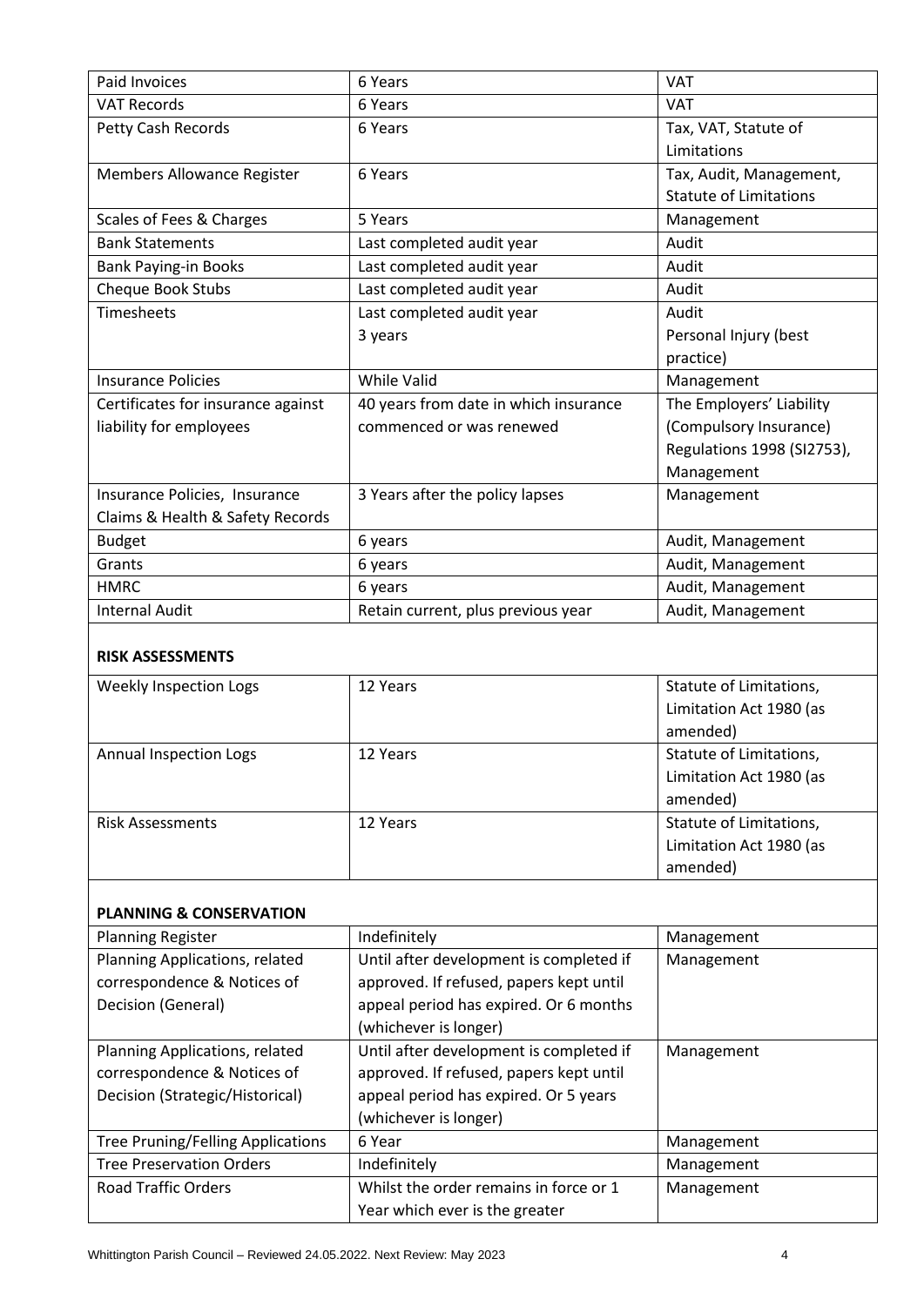| | | |
|---|---|---|
| Paid Invoices | 6 Years | VAT |
| VAT Records | 6 Years | VAT |
| Petty Cash Records | 6 Years | Tax, VAT, Statute of Limitations |
| Members Allowance Register | 6 Years | Tax, Audit, Management, Statute of Limitations |
| Scales of Fees & Charges | 5 Years | Management |
| Bank Statements | Last completed audit year | Audit |
| Bank Paying-in Books | Last completed audit year | Audit |
| Cheque Book Stubs | Last completed audit year | Audit |
| Timesheets | Last completed audit year<br>3 years | Audit<br>Personal Injury (best practice) |
| Insurance Policies | While Valid | Management |
| Certificates for insurance against liability for employees | 40 years from date in which insurance commenced or was renewed | The Employers' Liability (Compulsory Insurance) Regulations 1998 (SI2753), Management |
| Insurance Policies, Insurance Claims & Health & Safety Records | 3 Years after the policy lapses | Management |
| Budget | 6 years | Audit, Management |
| Grants | 6 years | Audit, Management |
| HMRC | 6 years | Audit, Management |
| Internal Audit | Retain current, plus previous year | Audit, Management |
| **RISK ASSESSMENTS** | | |
| Weekly Inspection Logs | 12 Years | Statute of Limitations, Limitation Act 1980 (as amended) |
| Annual Inspection Logs | 12 Years | Statute of Limitations, Limitation Act 1980 (as amended) |
| Risk Assessments | 12 Years | Statute of Limitations, Limitation Act 1980 (as amended) |
| **PLANNING & CONSERVATION** | | |
| Planning Register | Indefinitely | Management |
| Planning Applications, related correspondence & Notices of Decision (General) | Until after development is completed if approved. If refused, papers kept until appeal period has expired. Or 6 months (whichever is longer) | Management |
| Planning Applications, related correspondence & Notices of Decision (Strategic/Historical) | Until after development is completed if approved. If refused, papers kept until appeal period has expired. Or 5 years (whichever is longer) | Management |
| Tree Pruning/Felling Applications | 6 Year | Management |
| Tree Preservation Orders | Indefinitely | Management |
| Road Traffic Orders | Whilst the order remains in force or 1 Year which ever is the greater | Management |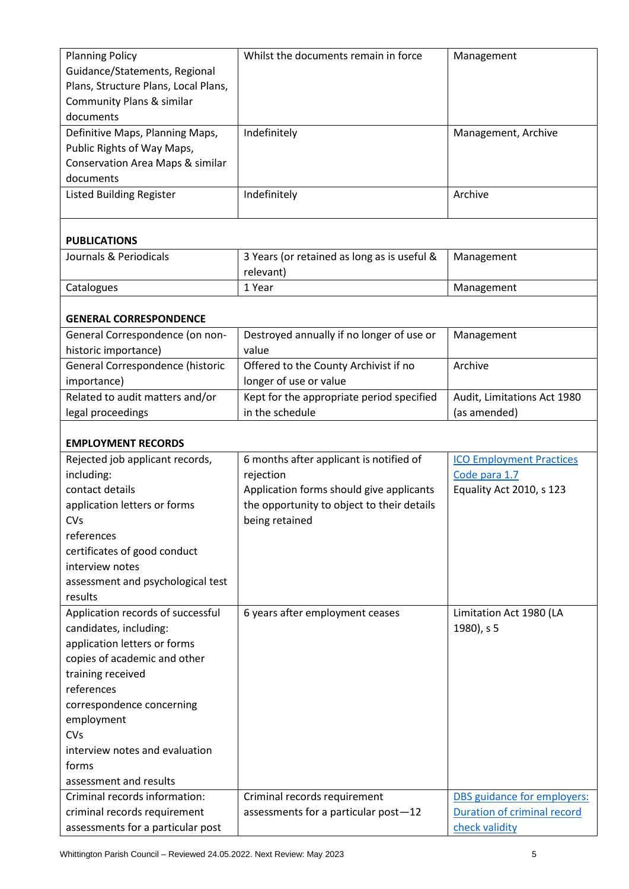| | | |
|---|---|---|
| Planning Policy Guidance/Statements, Regional Plans, Structure Plans, Local Plans, Community Plans & similar documents | Whilst the documents remain in force | Management |
| Definitive Maps, Planning Maps, Public Rights of Way Maps, Conservation Area Maps & similar documents | Indefinitely | Management, Archive |
| Listed Building Register | Indefinitely | Archive |
| **PUBLICATIONS** | | |
| Journals & Periodicals | 3 Years (or retained as long as is useful & relevant) | Management |
| Catalogues | 1 Year | Management |
| **GENERAL CORRESPONDENCE** | | |
| General Correspondence (on non-historic importance) | Destroyed annually if no longer of use or value | Management |
| General Correspondence (historic importance) | Offered to the County Archivist if no longer of use or value | Archive |
| Related to audit matters and/or legal proceedings | Kept for the appropriate period specified in the schedule | Audit, Limitations Act 1980 (as amended) |
| **EMPLOYMENT RECORDS** | | |
| Rejected job applicant records, including:<br>contact details<br>application letters or forms<br>CVs<br>references<br>certificates of good conduct<br>interview notes<br>assessment and psychological test results | 6 months after applicant is notified of rejection<br>Application forms should give applicants the opportunity to object to their details being retained | ICO Employment Practices Code para 1.7<br>Equality Act 2010, s 123 |
| Application records of successful candidates, including:<br>application letters or forms<br>copies of academic and other training received<br>references<br>correspondence concerning employment<br>CVs<br>interview notes and evaluation forms<br>assessment and results | 6 years after employment ceases | Limitation Act 1980 (LA 1980), s 5 |
| Criminal records information:<br>criminal records requirement assessments for a particular post | Criminal records requirement assessments for a particular post—12 | DBS guidance for employers: Duration of criminal record check validity |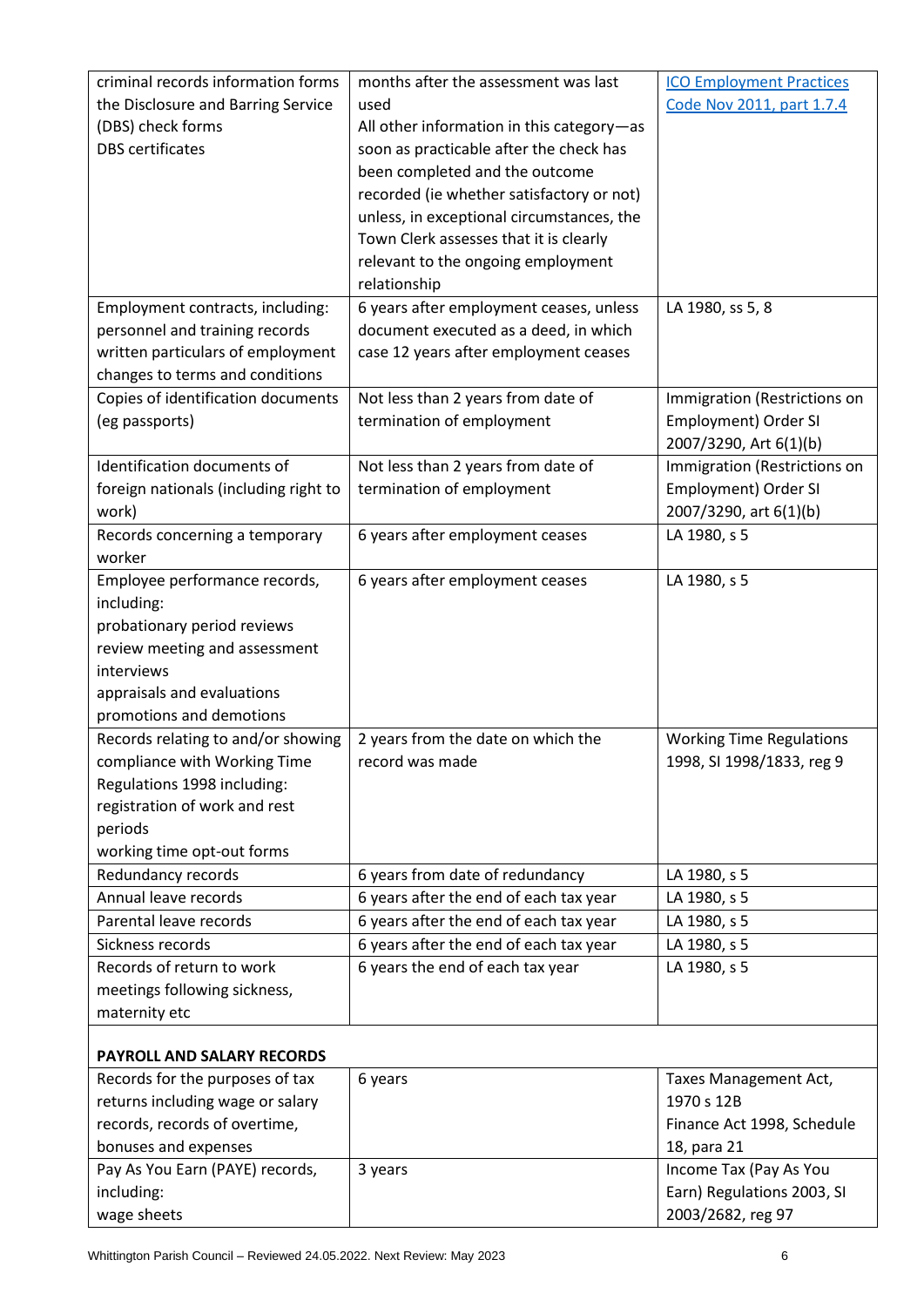| | | |
|---|---|---|
| criminal records information forms<br>the Disclosure and Barring Service (DBS) check forms<br>DBS certificates | months after the assessment was last used<br>All other information in this category—as soon as practicable after the check has been completed and the outcome recorded (ie whether satisfactory or not) unless, in exceptional circumstances, the Town Clerk assesses that it is clearly relevant to the ongoing employment relationship | [ICO Employment Practices Code Nov 2011, part 1.7.4]() |
| Employment contracts, including:<br>personnel and training records<br>written particulars of employment<br>changes to terms and conditions | 6 years after employment ceases, unless document executed as a deed, in which case 12 years after employment ceases | LA 1980, ss 5, 8 |
| Copies of identification documents (eg passports) | Not less than 2 years from date of termination of employment | Immigration (Restrictions on Employment) Order SI 2007/3290, Art 6(1)(b) |
| Identification documents of foreign nationals (including right to work) | Not less than 2 years from date of termination of employment | Immigration (Restrictions on Employment) Order SI 2007/3290, art 6(1)(b) |
| Records concerning a temporary worker | 6 years after employment ceases | LA 1980, s 5 |
| Employee performance records, including:<br>probationary period reviews<br>review meeting and assessment interviews<br>appraisals and evaluations<br>promotions and demotions | 6 years after employment ceases | LA 1980, s 5 |
| Records relating to and/or showing compliance with Working Time Regulations 1998 including:<br>registration of work and rest periods<br>working time opt-out forms | 2 years from the date on which the record was made | Working Time Regulations 1998, SI 1998/1833, reg 9 |
| Redundancy records | 6 years from date of redundancy | LA 1980, s 5 |
| Annual leave records | 6 years after the end of each tax year | LA 1980, s 5 |
| Parental leave records | 6 years after the end of each tax year | LA 1980, s 5 |
| Sickness records | 6 years after the end of each tax year | LA 1980, s 5 |
| Records of return to work meetings following sickness, maternity etc | 6 years the end of each tax year | LA 1980, s 5 |
| **PAYROLL AND SALARY RECORDS** | | |
| Records for the purposes of tax returns including wage or salary records, records of overtime, bonuses and expenses | 6 years | Taxes Management Act, 1970 s 12B<br>Finance Act 1998, Schedule 18, para 21 |
| Pay As You Earn (PAYE) records, including:<br>wage sheets | 3 years | Income Tax (Pay As You Earn) Regulations 2003, SI 2003/2682, reg 97 |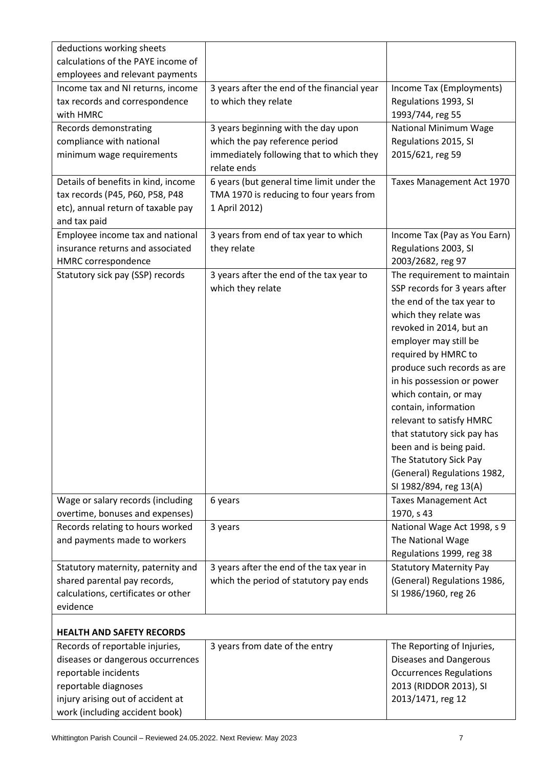| | | |
|---|---|---|
| deductions working sheets calculations of the PAYE income of employees and relevant payments | | |
| Income tax and NI returns, income tax records and correspondence with HMRC | 3 years after the end of the financial year to which they relate | Income Tax (Employments) Regulations 1993, SI 1993/744, reg 55 |
| Records demonstrating compliance with national minimum wage requirements | 3 years beginning with the day upon which the pay reference period immediately following that to which they relate ends | National Minimum Wage Regulations 2015, SI 2015/621, reg 59 |
| Details of benefits in kind, income tax records (P45, P60, P58, P48 etc), annual return of taxable pay and tax paid | 6 years (but general time limit under the TMA 1970 is reducing to four years from 1 April 2012) | Taxes Management Act 1970 |
| Employee income tax and national insurance returns and associated HMRC correspondence | 3 years from end of tax year to which they relate | Income Tax (Pay as You Earn) Regulations 2003, SI 2003/2682, reg 97 |
| Statutory sick pay (SSP) records | 3 years after the end of the tax year to which they relate | The requirement to maintain SSP records for 3 years after the end of the tax year to which they relate was revoked in 2014, but an employer may still be required by HMRC to produce such records as are in his possession or power which contain, or may contain, information relevant to satisfy HMRC that statutory sick pay has been and is being paid. The Statutory Sick Pay (General) Regulations 1982, SI 1982/894, reg 13(A) |
| Wage or salary records (including overtime, bonuses and expenses) | 6 years | Taxes Management Act 1970, s 43 |
| Records relating to hours worked and payments made to workers | 3 years | National Wage Act 1998, s 9 The National Wage Regulations 1999, reg 38 |
| Statutory maternity, paternity and shared parental pay records, calculations, certificates or other evidence | 3 years after the end of the tax year in which the period of statutory pay ends | Statutory Maternity Pay (General) Regulations 1986, SI 1986/1960, reg 26 |
| **HEALTH AND SAFETY RECORDS** | | |
| Records of reportable injuries, diseases or dangerous occurrences reportable incidents reportable diagnoses injury arising out of accident at work (including accident book) | 3 years from date of the entry | The Reporting of Injuries, Diseases and Dangerous Occurrences Regulations 2013 (RIDDOR 2013), SI 2013/1471, reg 12 |

Whittington Parish Council – Reviewed 24.05.2022. Next Review: May 2023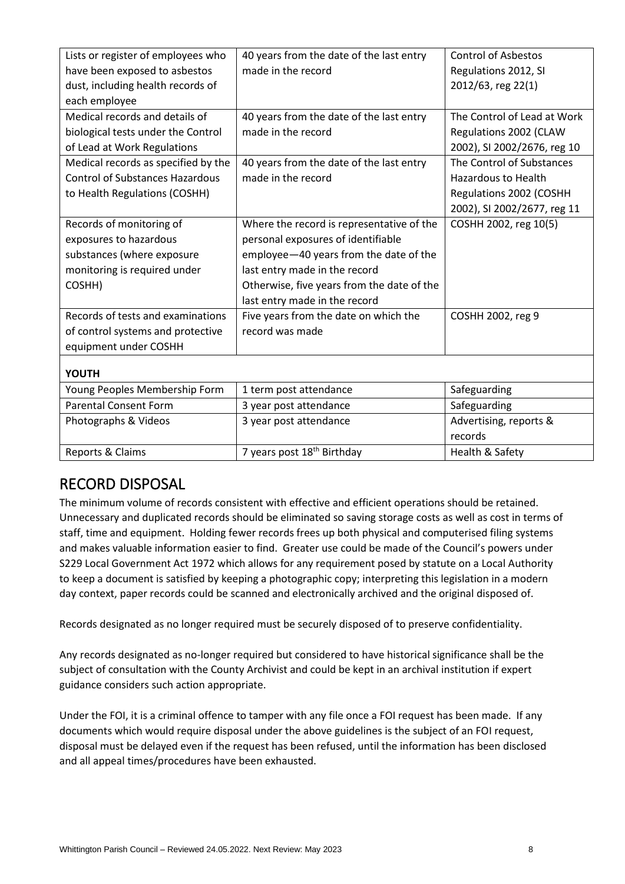| | | |
|---|---|---|
| Lists or register of employees who have been exposed to asbestos dust, including health records of each employee | 40 years from the date of the last entry made in the record | Control of Asbestos Regulations 2012, SI 2012/63, reg 22(1) |
| Medical records and details of biological tests under the Control of Lead at Work Regulations | 40 years from the date of the last entry made in the record | The Control of Lead at Work Regulations 2002 (CLAW 2002), SI 2002/2676, reg 10 |
| Medical records as specified by the Control of Substances Hazardous to Health Regulations (COSHH) | 40 years from the date of the last entry made in the record | The Control of Substances Hazardous to Health Regulations 2002 (COSHH 2002), SI 2002/2677, reg 11 |
| Records of monitoring of exposures to hazardous substances (where exposure monitoring is required under COSHH) | Where the record is representative of the personal exposures of identifiable employee—40 years from the date of the last entry made in the record<br>Otherwise, five years from the date of the last entry made in the record | COSHH 2002, reg 10(5) |
| Records of tests and examinations of control systems and protective equipment under COSHH | Five years from the date on which the record was made | COSHH 2002, reg 9 |
| **YOUTH** | | |
| Young Peoples Membership Form | 1 term post attendance | Safeguarding |
| Parental Consent Form | 3 year post attendance | Safeguarding |
| Photographs & Videos | 3 year post attendance | Advertising, reports & records |
| Reports & Claims | 7 years post 18th Birthday | Health & Safety |

## RECORD DISPOSAL

The minimum volume of records consistent with effective and efficient operations should be retained. Unnecessary and duplicated records should be eliminated so saving storage costs as well as cost in terms of staff, time and equipment. Holding fewer records frees up both physical and computerised filing systems and makes valuable information easier to find. Greater use could be made of the Council's powers under S229 Local Government Act 1972 which allows for any requirement posed by statute on a Local Authority to keep a document is satisfied by keeping a photographic copy; interpreting this legislation in a modern day context, paper records could be scanned and electronically archived and the original disposed of.

Records designated as no longer required must be securely disposed of to preserve confidentiality.

Any records designated as no-longer required but considered to have historical significance shall be the subject of consultation with the County Archivist and could be kept in an archival institution if expert guidance considers such action appropriate.

Under the FOI, it is a criminal offence to tamper with any file once a FOI request has been made. If any documents which would require disposal under the above guidelines is the subject of an FOI request, disposal must be delayed even if the request has been refused, until the information has been disclosed and all appeal times/procedures have been exhausted.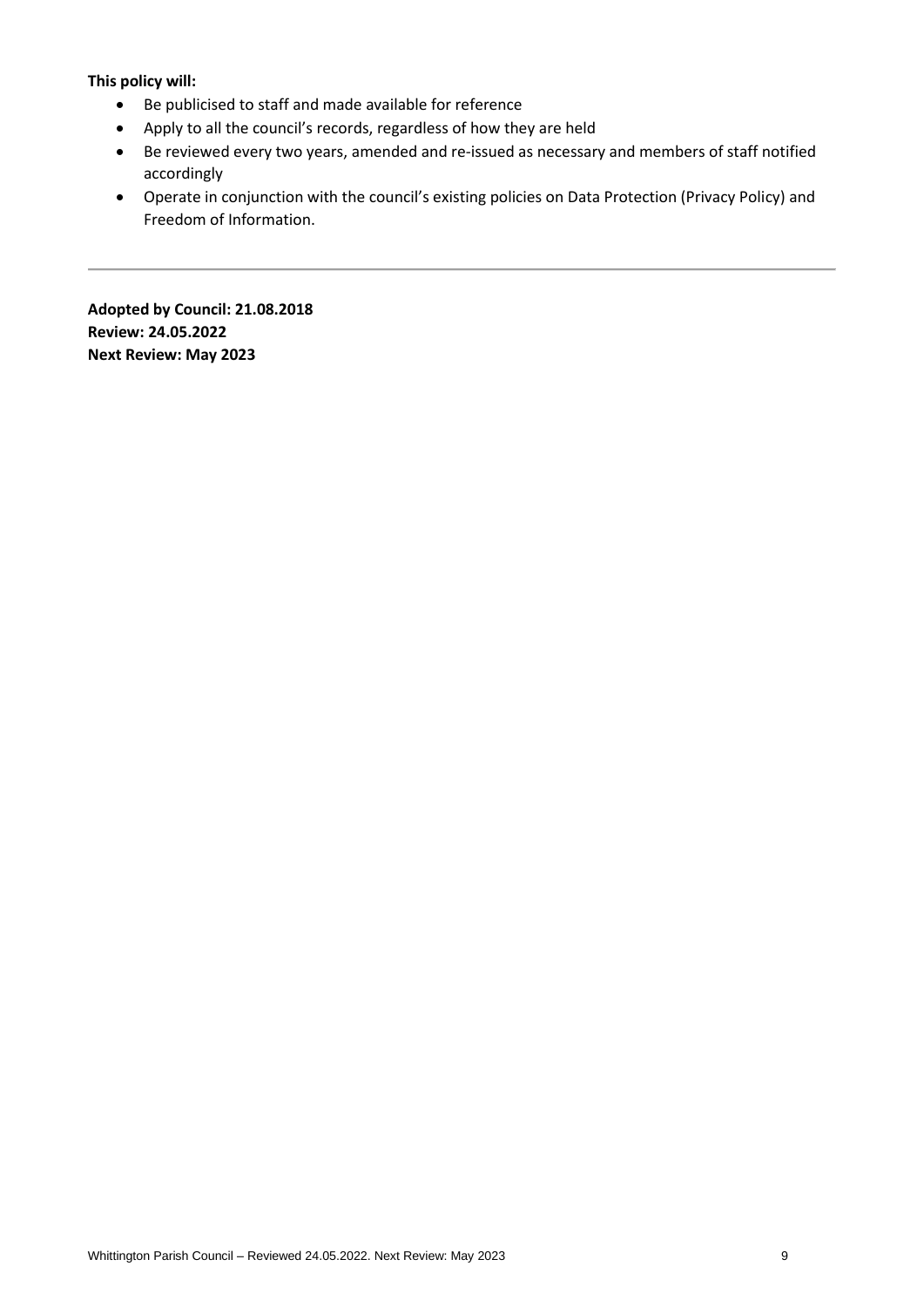**This policy will:**

- Be publicised to staff and made available for reference
- Apply to all the council's records, regardless of how they are held
- Be reviewed every two years, amended and re-issued as necessary and members of staff notified accordingly
- Operate in conjunction with the council's existing policies on Data Protection (Privacy Policy) and Freedom of Information.

---

**Adopted by Council: 21.08.2018**
**Review: 24.05.2022**
**Next Review: May 2023**